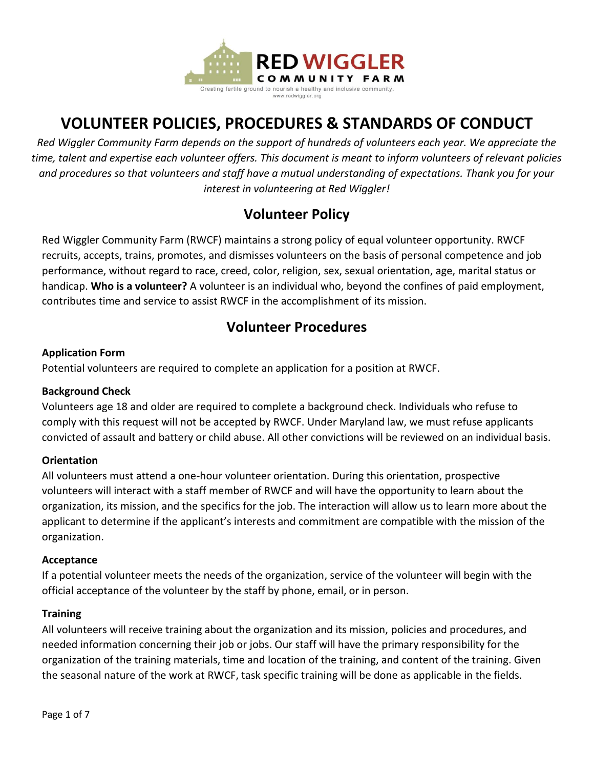RED WIGGLER COMMUNITY FARM

Creating fertile ground to nourish a healthy and inclusive community.

www.redwiggler.org

# VOLUNTEER POLICIES, PROCEDURES & STANDARDS OF CONDUCT

*Red Wiggler Community Farm depends on the support of hundreds of volunteers each year. We appreciate the time, talent and expertise each volunteer offers. This document is meant to inform volunteers of relevant policies and procedures so that volunteers and staff have a mutual understanding of expectations. Thank you for your interest in volunteering at Red Wiggler!*

## Volunteer Policy

Red Wiggler Community Farm (RWCF) maintains a strong policy of equal volunteer opportunity. RWCF recruits, accepts, trains, promotes, and dismisses volunteers on the basis of personal competence and job performance, without regard to race, creed, color, religion, sex, sexual orientation, age, marital status or handicap. **Who is a volunteer?** A volunteer is an individual who, beyond the confines of paid employment, contributes time and service to assist RWCF in the accomplishment of its mission.

## Volunteer Procedures

### Application Form

Potential volunteers are required to complete an application for a position at RWCF.

### Background Check

Volunteers age 18 and older are required to complete a background check. Individuals who refuse to comply with this request will not be accepted by RWCF. Under Maryland law, we must refuse applicants convicted of assault and battery or child abuse. All other convictions will be reviewed on an individual basis.

### Orientation

All volunteers must attend a one-hour volunteer orientation. During this orientation, prospective volunteers will interact with a staff member of RWCF and will have the opportunity to learn about the organization, its mission, and the specifics for the job. The interaction will allow us to learn more about the applicant to determine if the applicant's interests and commitment are compatible with the mission of the organization.

### Acceptance

If a potential volunteer meets the needs of the organization, service of the volunteer will begin with the official acceptance of the volunteer by the staff by phone, email, or in person.

### Training

All volunteers will receive training about the organization and its mission, policies and procedures, and needed information concerning their job or jobs. Our staff will have the primary responsibility for the organization of the training materials, time and location of the training, and content of the training. Given the seasonal nature of the work at RWCF, task specific training will be done as applicable in the fields.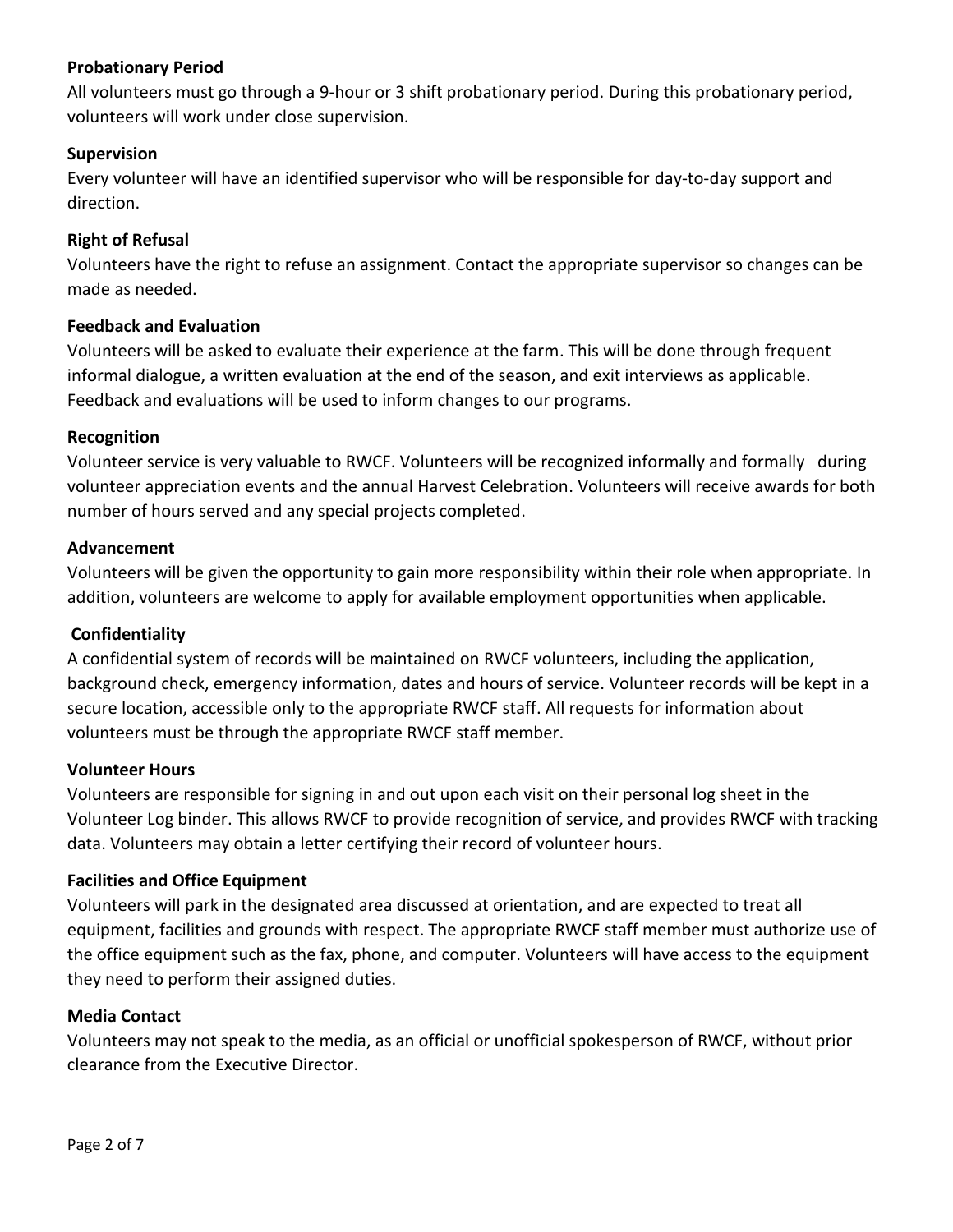**Probationary Period**

All volunteers must go through a 9-hour or 3 shift probationary period. During this probationary period, volunteers will work under close supervision.

**Supervision**

Every volunteer will have an identified supervisor who will be responsible for day-to-day support and direction.

**Right of Refusal**

Volunteers have the right to refuse an assignment. Contact the appropriate supervisor so changes can be made as needed.

**Feedback and Evaluation**

Volunteers will be asked to evaluate their experience at the farm. This will be done through frequent informal dialogue, a written evaluation at the end of the season, and exit interviews as applicable. Feedback and evaluations will be used to inform changes to our programs.

**Recognition**

Volunteer service is very valuable to RWCF. Volunteers will be recognized informally and formally during volunteer appreciation events and the annual Harvest Celebration. Volunteers will receive awards for both number of hours served and any special projects completed.

**Advancement**

Volunteers will be given the opportunity to gain more responsibility within their role when appropriate. In addition, volunteers are welcome to apply for available employment opportunities when applicable.

**Confidentiality**

A confidential system of records will be maintained on RWCF volunteers, including the application, background check, emergency information, dates and hours of service. Volunteer records will be kept in a secure location, accessible only to the appropriate RWCF staff. All requests for information about volunteers must be through the appropriate RWCF staff member.

**Volunteer Hours**

Volunteers are responsible for signing in and out upon each visit on their personal log sheet in the Volunteer Log binder. This allows RWCF to provide recognition of service, and provides RWCF with tracking data. Volunteers may obtain a letter certifying their record of volunteer hours.

**Facilities and Office Equipment**

Volunteers will park in the designated area discussed at orientation, and are expected to treat all equipment, facilities and grounds with respect. The appropriate RWCF staff member must authorize use of the office equipment such as the fax, phone, and computer. Volunteers will have access to the equipment they need to perform their assigned duties.

**Media Contact**

Volunteers may not speak to the media, as an official or unofficial spokesperson of RWCF, without prior clearance from the Executive Director.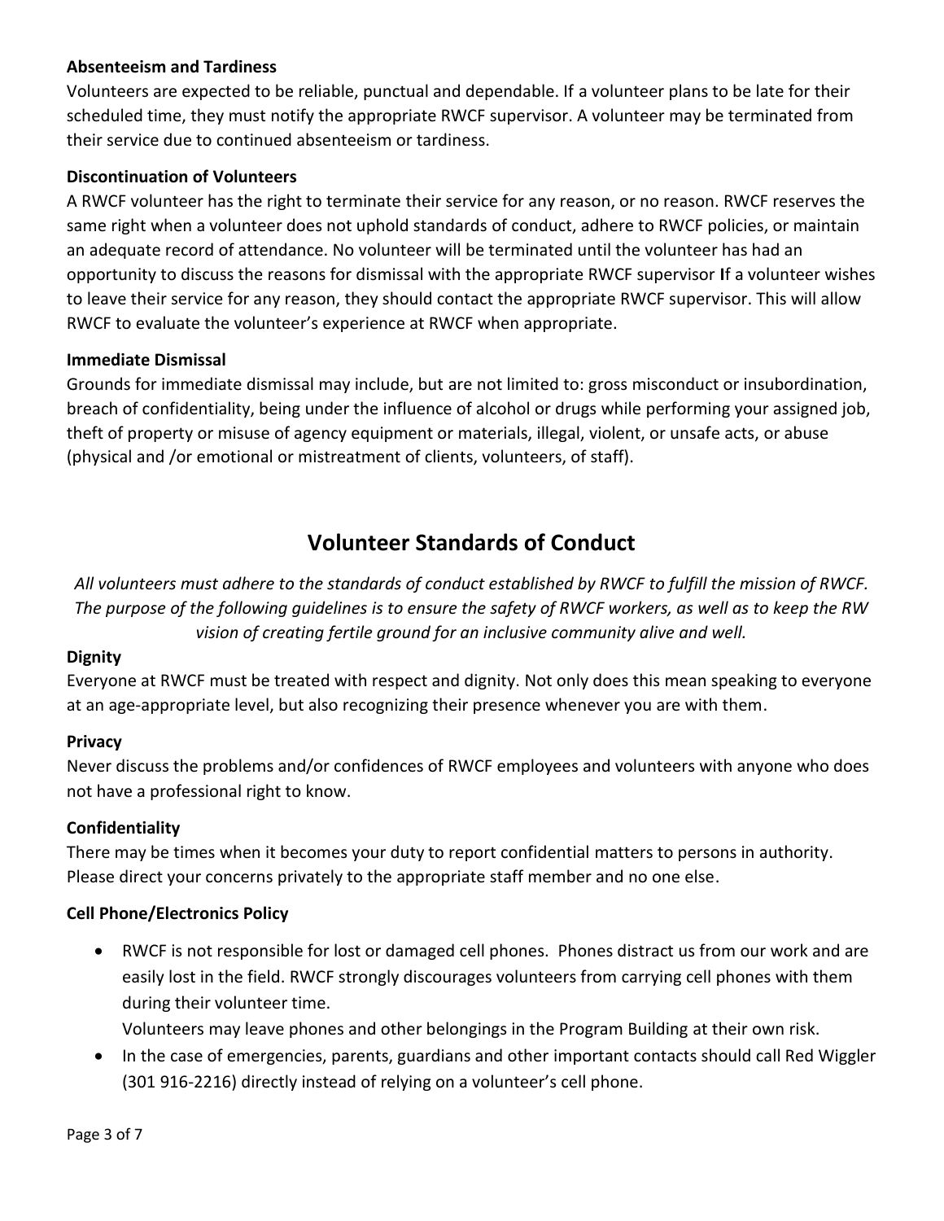**Absenteeism and Tardiness**

Volunteers are expected to be reliable, punctual and dependable. If a volunteer plans to be late for their scheduled time, they must notify the appropriate RWCF supervisor. A volunteer may be terminated from their service due to continued absenteeism or tardiness.

**Discontinuation of Volunteers**

A RWCF volunteer has the right to terminate their service for any reason, or no reason. RWCF reserves the same right when a volunteer does not uphold standards of conduct, adhere to RWCF policies, or maintain an adequate record of attendance. No volunteer will be terminated until the volunteer has had an opportunity to discuss the reasons for dismissal with the appropriate RWCF supervisor **I**f a volunteer wishes to leave their service for any reason, they should contact the appropriate RWCF supervisor. This will allow RWCF to evaluate the volunteer's experience at RWCF when appropriate.

**Immediate Dismissal**

Grounds for immediate dismissal may include, but are not limited to: gross misconduct or insubordination, breach of confidentiality, being under the influence of alcohol or drugs while performing your assigned job, theft of property or misuse of agency equipment or materials, illegal, violent, or unsafe acts, or abuse (physical and /or emotional or mistreatment of clients, volunteers, of staff).

## Volunteer Standards of Conduct

*All volunteers must adhere to the standards of conduct established by RWCF to fulfill the mission of RWCF. The purpose of the following guidelines is to ensure the safety of RWCF workers, as well as to keep the RW vision of creating fertile ground for an inclusive community alive and well.*

**Dignity**

Everyone at RWCF must be treated with respect and dignity. Not only does this mean speaking to everyone at an age-appropriate level, but also recognizing their presence whenever you are with them.

**Privacy**

Never discuss the problems and/or confidences of RWCF employees and volunteers with anyone who does not have a professional right to know.

**Confidentiality**

There may be times when it becomes your duty to report confidential matters to persons in authority. Please direct your concerns privately to the appropriate staff member and no one else.

**Cell Phone/Electronics Policy**

- RWCF is not responsible for lost or damaged cell phones. Phones distract us from our work and are easily lost in the field. RWCF strongly discourages volunteers from carrying cell phones with them during their volunteer time.
  Volunteers may leave phones and other belongings in the Program Building at their own risk.
- In the case of emergencies, parents, guardians and other important contacts should call Red Wiggler (301 916-2216) directly instead of relying on a volunteer's cell phone.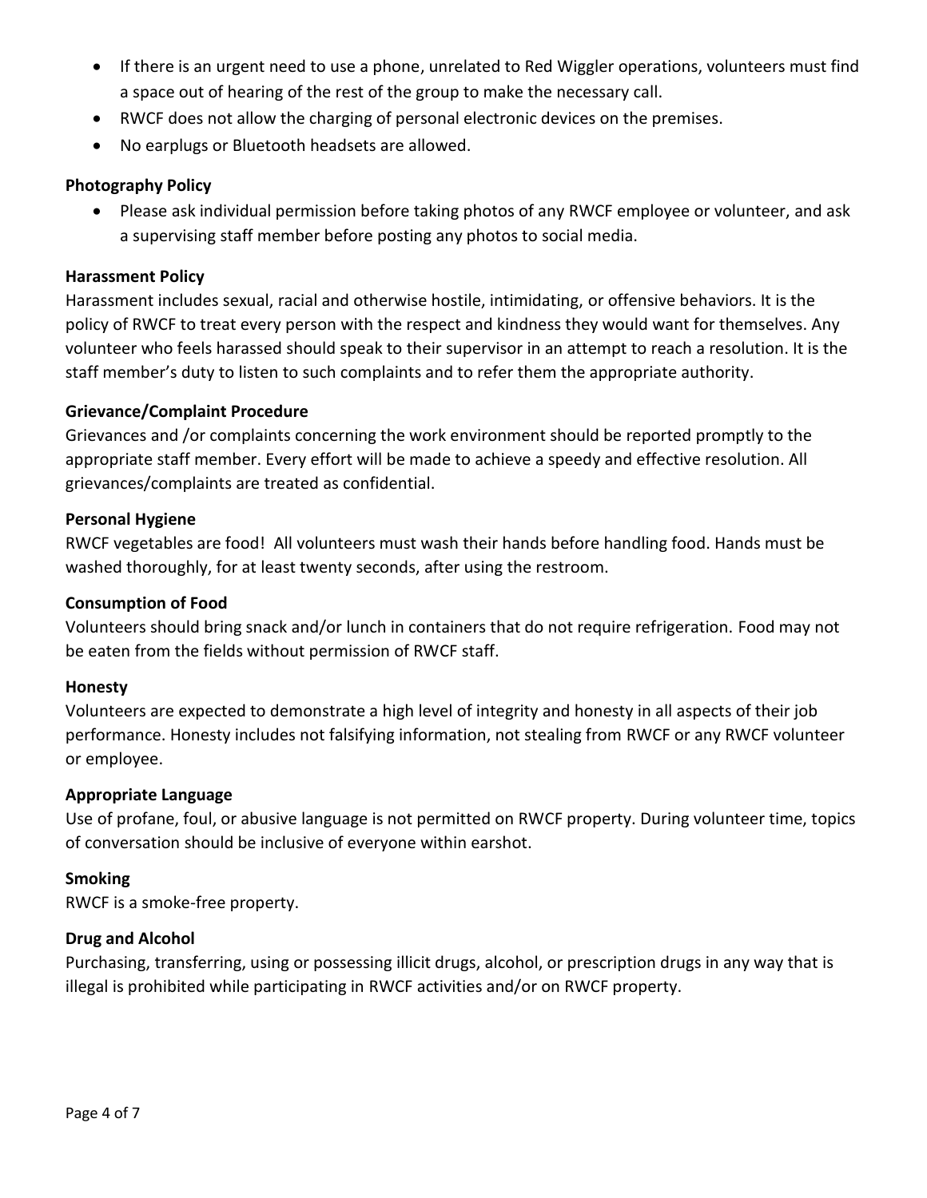- If there is an urgent need to use a phone, unrelated to Red Wiggler operations, volunteers must find a space out of hearing of the rest of the group to make the necessary call.
- RWCF does not allow the charging of personal electronic devices on the premises.
- No earplugs or Bluetooth headsets are allowed.

**Photography Policy**

- Please ask individual permission before taking photos of any RWCF employee or volunteer, and ask a supervising staff member before posting any photos to social media.

**Harassment Policy**

Harassment includes sexual, racial and otherwise hostile, intimidating, or offensive behaviors. It is the policy of RWCF to treat every person with the respect and kindness they would want for themselves. Any volunteer who feels harassed should speak to their supervisor in an attempt to reach a resolution. It is the staff member's duty to listen to such complaints and to refer them the appropriate authority.

**Grievance/Complaint Procedure**

Grievances and /or complaints concerning the work environment should be reported promptly to the appropriate staff member. Every effort will be made to achieve a speedy and effective resolution. All grievances/complaints are treated as confidential.

**Personal Hygiene**

RWCF vegetables are food! All volunteers must wash their hands before handling food. Hands must be washed thoroughly, for at least twenty seconds, after using the restroom.

**Consumption of Food**

Volunteers should bring snack and/or lunch in containers that do not require refrigeration. Food may not be eaten from the fields without permission of RWCF staff.

**Honesty**

Volunteers are expected to demonstrate a high level of integrity and honesty in all aspects of their job performance. Honesty includes not falsifying information, not stealing from RWCF or any RWCF volunteer or employee.

**Appropriate Language**

Use of profane, foul, or abusive language is not permitted on RWCF property. During volunteer time, topics of conversation should be inclusive of everyone within earshot.

**Smoking**

RWCF is a smoke-free property.

**Drug and Alcohol**

Purchasing, transferring, using or possessing illicit drugs, alcohol, or prescription drugs in any way that is illegal is prohibited while participating in RWCF activities and/or on RWCF property.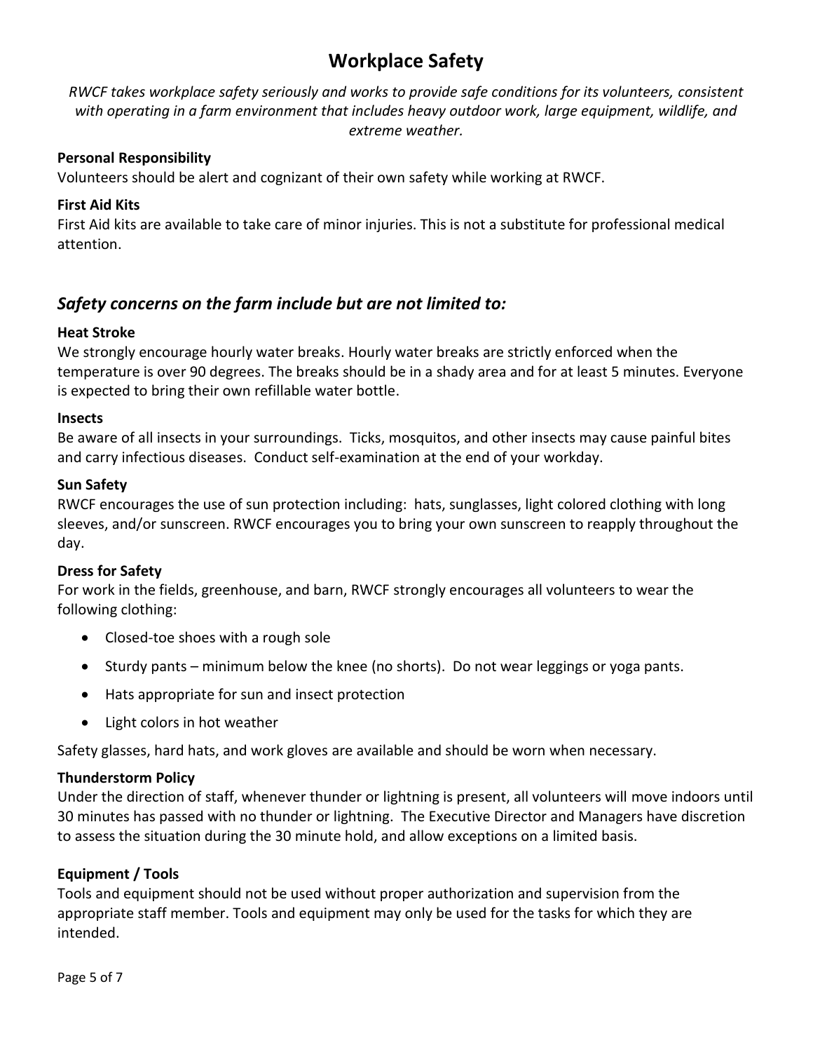# Workplace Safety

*RWCF takes workplace safety seriously and works to provide safe conditions for its volunteers, consistent with operating in a farm environment that includes heavy outdoor work, large equipment, wildlife, and extreme weather.*

**Personal Responsibility**

Volunteers should be alert and cognizant of their own safety while working at RWCF.

**First Aid Kits**

First Aid kits are available to take care of minor injuries. This is not a substitute for professional medical attention.

## *Safety concerns on the farm include but are not limited to:*

**Heat Stroke**

We strongly encourage hourly water breaks. Hourly water breaks are strictly enforced when the temperature is over 90 degrees. The breaks should be in a shady area and for at least 5 minutes. Everyone is expected to bring their own refillable water bottle.

**Insects**

Be aware of all insects in your surroundings. Ticks, mosquitos, and other insects may cause painful bites and carry infectious diseases. Conduct self-examination at the end of your workday.

**Sun Safety**

RWCF encourages the use of sun protection including: hats, sunglasses, light colored clothing with long sleeves, and/or sunscreen. RWCF encourages you to bring your own sunscreen to reapply throughout the day.

**Dress for Safety**

For work in the fields, greenhouse, and barn, RWCF strongly encourages all volunteers to wear the following clothing:

- Closed-toe shoes with a rough sole
- Sturdy pants – minimum below the knee (no shorts). Do not wear leggings or yoga pants.
- Hats appropriate for sun and insect protection
- Light colors in hot weather

Safety glasses, hard hats, and work gloves are available and should be worn when necessary.

**Thunderstorm Policy**

Under the direction of staff, whenever thunder or lightning is present, all volunteers will move indoors until 30 minutes has passed with no thunder or lightning. The Executive Director and Managers have discretion to assess the situation during the 30 minute hold, and allow exceptions on a limited basis.

**Equipment / Tools**

Tools and equipment should not be used without proper authorization and supervision from the appropriate staff member. Tools and equipment may only be used for the tasks for which they are intended.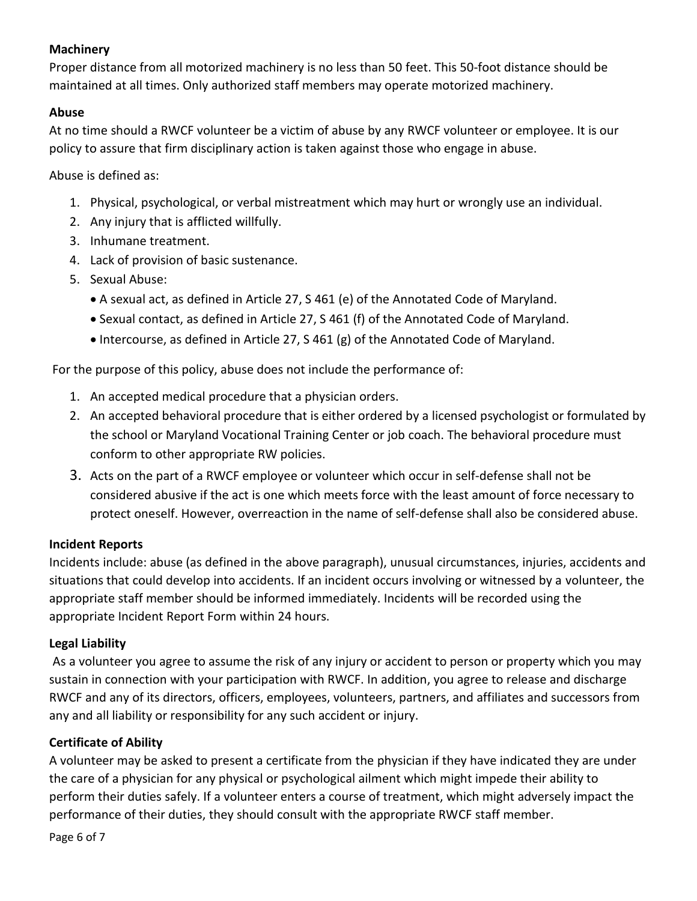**Machinery**

Proper distance from all motorized machinery is no less than 50 feet. This 50-foot distance should be maintained at all times. Only authorized staff members may operate motorized machinery.

**Abuse**

At no time should a RWCF volunteer be a victim of abuse by any RWCF volunteer or employee. It is our policy to assure that firm disciplinary action is taken against those who engage in abuse.

Abuse is defined as:

1. Physical, psychological, or verbal mistreatment which may hurt or wrongly use an individual.
2. Any injury that is afflicted willfully.
3. Inhumane treatment.
4. Lack of provision of basic sustenance.
5. Sexual Abuse:
   - A sexual act, as defined in Article 27, S 461 (e) of the Annotated Code of Maryland.
   - Sexual contact, as defined in Article 27, S 461 (f) of the Annotated Code of Maryland.
   - Intercourse, as defined in Article 27, S 461 (g) of the Annotated Code of Maryland.

For the purpose of this policy, abuse does not include the performance of:

1. An accepted medical procedure that a physician orders.
2. An accepted behavioral procedure that is either ordered by a licensed psychologist or formulated by the school or Maryland Vocational Training Center or job coach. The behavioral procedure must conform to other appropriate RW policies.
3. Acts on the part of a RWCF employee or volunteer which occur in self-defense shall not be considered abusive if the act is one which meets force with the least amount of force necessary to protect oneself. However, overreaction in the name of self-defense shall also be considered abuse.

**Incident Reports**

Incidents include: abuse (as defined in the above paragraph), unusual circumstances, injuries, accidents and situations that could develop into accidents. If an incident occurs involving or witnessed by a volunteer, the appropriate staff member should be informed immediately. Incidents will be recorded using the appropriate Incident Report Form within 24 hours.

**Legal Liability**

As a volunteer you agree to assume the risk of any injury or accident to person or property which you may sustain in connection with your participation with RWCF. In addition, you agree to release and discharge RWCF and any of its directors, officers, employees, volunteers, partners, and affiliates and successors from any and all liability or responsibility for any such accident or injury.

**Certificate of Ability**

A volunteer may be asked to present a certificate from the physician if they have indicated they are under the care of a physician for any physical or psychological ailment which might impede their ability to perform their duties safely. If a volunteer enters a course of treatment, which might adversely impact the performance of their duties, they should consult with the appropriate RWCF staff member.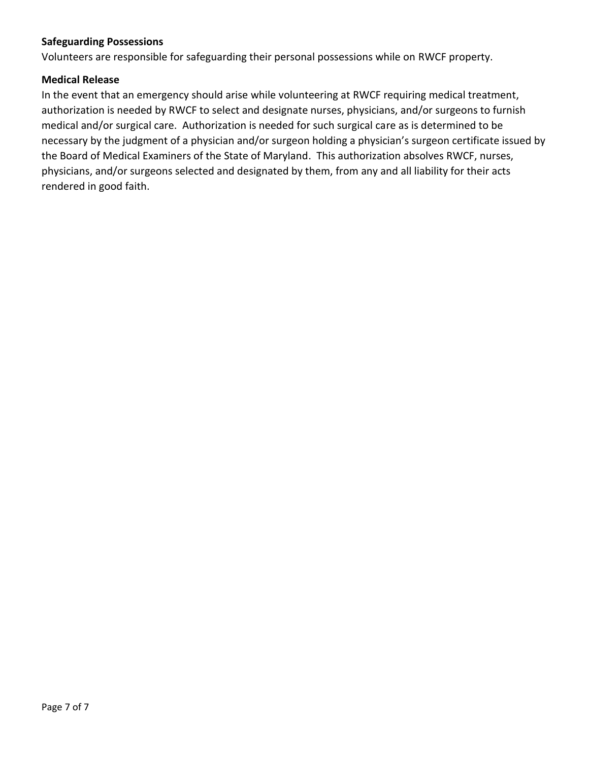**Safeguarding Possessions**

Volunteers are responsible for safeguarding their personal possessions while on RWCF property.

**Medical Release**

In the event that an emergency should arise while volunteering at RWCF requiring medical treatment, authorization is needed by RWCF to select and designate nurses, physicians, and/or surgeons to furnish medical and/or surgical care. Authorization is needed for such surgical care as is determined to be necessary by the judgment of a physician and/or surgeon holding a physician's surgeon certificate issued by the Board of Medical Examiners of the State of Maryland. This authorization absolves RWCF, nurses, physicians, and/or surgeons selected and designated by them, from any and all liability for their acts rendered in good faith.